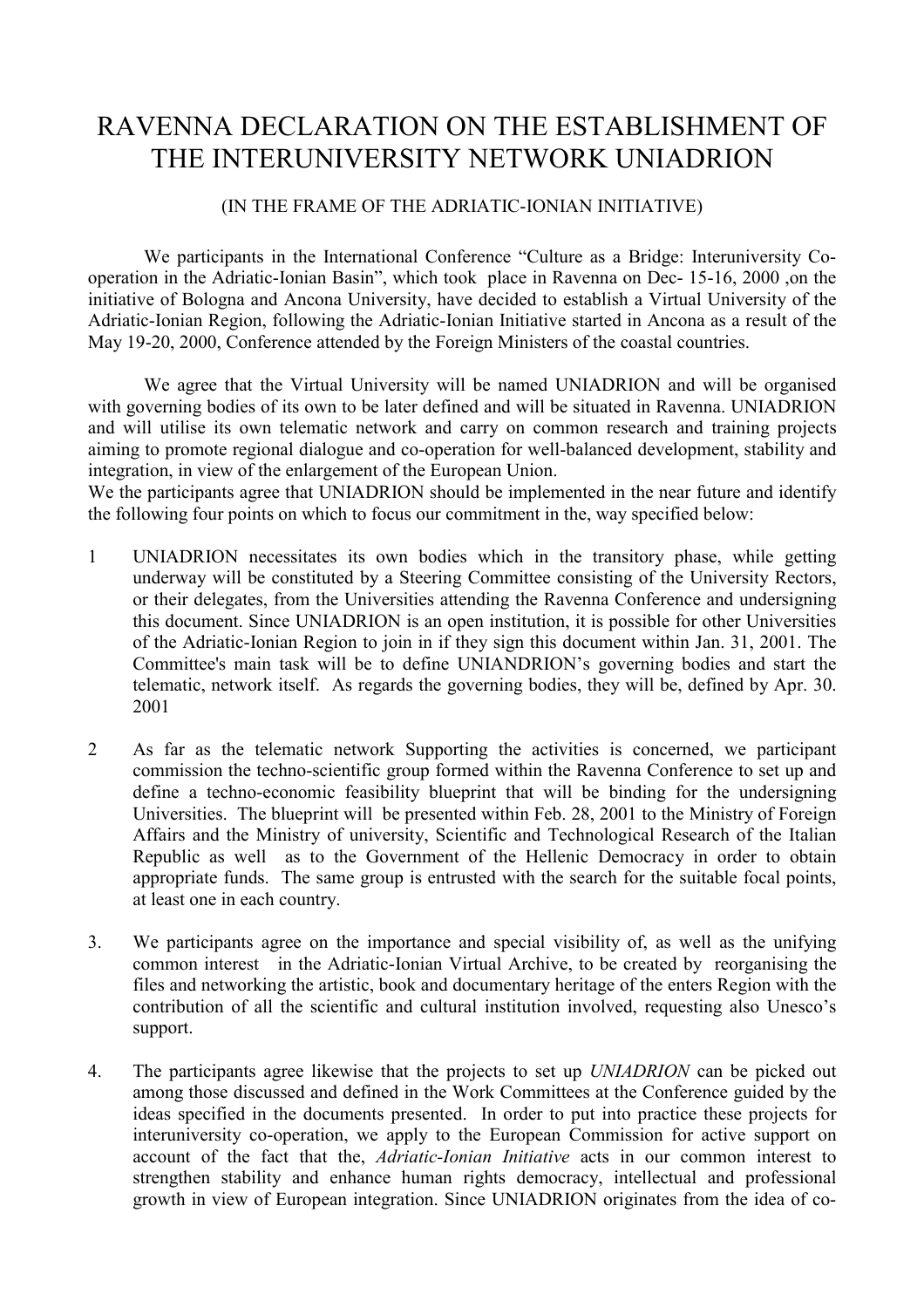// Page 1 of 3 — document id: 12e77aef215e

# RAVENNA DECLARATION ON THE ESTABLISHMENT OF THE INTERUNIVERSITY NETWORK UNIADRION

(IN THE FRAME OF THE ADRIATIC-IONIAN INITIATIVE)

We participants in the International Conference "Culture as a Bridge: Interuniversity Co-operation in the Adriatic-Ionian Basin", which took place in Ravenna on Dec- 15-16, 2000 ,on the initiative of Bologna and Ancona University, have decided to establish a Virtual University of the Adriatic-Ionian Region, following the Adriatic-Ionian Initiative started in Ancona as a result of the May 19-20, 2000, Conference attended by the Foreign Ministers of the coastal countries.

We agree that the Virtual University will be named UNIADRION and will be organised with governing bodies of its own to be later defined and will be situated in Ravenna. UNIADRION and will utilise its own telematic network and carry on common research and training projects aiming to promote regional dialogue and co-operation for well-balanced development, stability and integration, in view of the enlargement of the European Union.

We the participants agree that UNIADRION should be implemented in the near future and identify the following four points on which to focus our commitment in the, way specified below:

1 UNIADRION necessitates its own bodies which in the transitory phase, while getting underway will be constituted by a Steering Committee consisting of the University Rectors, or their delegates, from the Universities attending the Ravenna Conference and undersigning this document. Since UNIADRION is an open institution, it is possible for other Universities of the Adriatic-Ionian Region to join in if they sign this document within Jan. 31, 2001. The Committee's main task will be to define UNIANDRION's governing bodies and start the telematic, network itself. As regards the governing bodies, they will be, defined by Apr. 30. 2001

2 As far as the telematic network Supporting the activities is concerned, we participant commission the techno-scientific group formed within the Ravenna Conference to set up and define a techno-economic feasibility blueprint that will be binding for the undersigning Universities. The blueprint will be presented within Feb. 28, 2001 to the Ministry of Foreign Affairs and the Ministry of university, Scientific and Technological Research of the Italian Republic as well as to the Government of the Hellenic Democracy in order to obtain appropriate funds. The same group is entrusted with the search for the suitable focal points, at least one in each country.

3. We participants agree on the importance and special visibility of, as well as the unifying common interest in the Adriatic-Ionian Virtual Archive, to be created by reorganising the files and networking the artistic, book and documentary heritage of the enters Region with the contribution of all the scientific and cultural institution involved, requesting also Unesco's support.

4. The participants agree likewise that the projects to set up *UNIADRION* can be picked out among those discussed and defined in the Work Committees at the Conference guided by the ideas specified in the documents presented. In order to put into practice these projects for interuniversity co-operation, we apply to the European Commission for active support on account of the fact that the, *Adriatic-Ionian Initiative* acts in our common interest to strengthen stability and enhance human rights democracy, intellectual and professional growth in view of European integration. Since UNIADRION originates from the idea of co-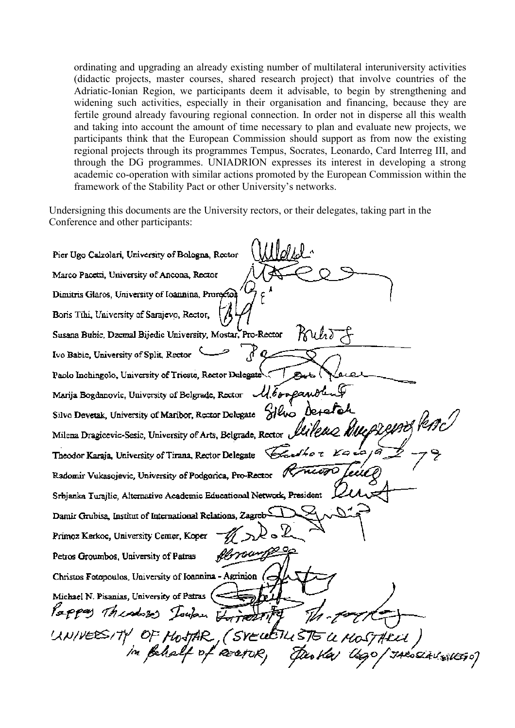ordinating and upgrading an already existing number of multilateral interuniversity activities (didactic projects, master courses, shared research project) that involve countries of the Adriatic-Ionian Region, we participants deem it advisable, to begin by strengthening and widening such activities, especially in their organisation and financing, because they are fertile ground already favouring regional connection. In order not in disperse all this wealth and taking into account the amount of time necessary to plan and evaluate new projects, we participants think that the European Commission should support as from now the existing regional projects through its programmes Tempus, Socrates, Leonardo, Card Interreg III, and through the DG programmes. UNIADRION expresses its interest in developing a strong academic co-operation with similar actions promoted by the European Commission within the framework of the Stability Pact or other University's networks.

Undersigning this documents are the University rectors, or their delegates, taking part in the Conference and other participants:

Pier Ugo Calzolari, University of Bologna, Rector

Marco Pacetti, University of Ancona, Rector

Dimitris Glaros, University of Ioannina, Prorector

Boris Tihi, University of Sarajevo, Rector,

Susana Bubic, Dzemal Bijedic University, Mostar, Pro-Rector

Ivo Babic, University of Split, Rector

Paolo Inchingolo, University of Trieste, Rector Delegate

Marija Bogdanovic, University of Belgrade, Rector

Silvo Devetak, University of Maribor, Rector Delegate

Milena Dragicevic-Sesic, University of Arts, Belgrade, Rector

Theodor Karaja, University of Tirana, Rector Delegate

Radomir Vukasojevic, University of Podgorica, Pro-Rector

Srbjanka Turajlic, Alternative Academic Educational Network, President

Damir Grubisa, Institut of International Relations, Zagreb

Primoz Kerkoc, University Center, Koper

Petros Groumbos, University of Patras

Christos Fotopoulos, University of Ioannina - Agrinion

Michael N. Pisanias, University of Patras

Pappas Theodoros Ioannina University

UNIVERSITY OF MOSTAR, (SVEUČILIŠTE U MOSTARU)
in behalf of RECTOR, Zdravko Ugo / JAROSLAV SKUGO?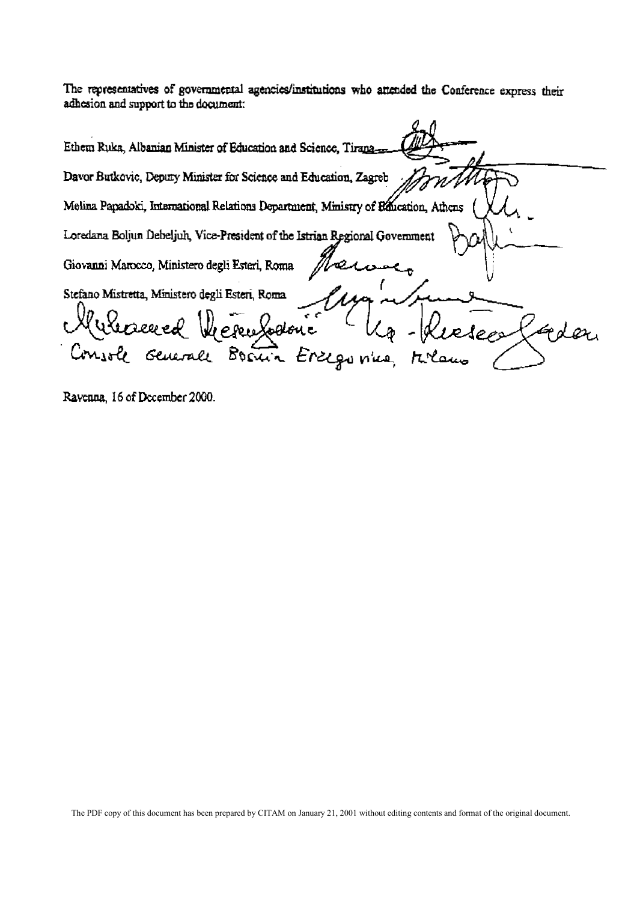The representatives of governmental agencies/institutions who attended the Conference express their adhesion and support to the document:

Ethem Ruka, Albanian Minister of Education and Science, Tirana

Davor Butkovic, Deputy Minister for Science and Education, Zagreb

Melina Papadoki, International Relations Department, Ministry of Education, Athens

Loredana Boljun Debeljuh, Vice-President of the Istrian Regional Government

Giovanni Marocco, Ministero degli Esteri, Roma

Stefano Mistretta, Ministero degli Esteri, Roma

Muhamed Resulbegovic Console Generale Bosnia Erzegovina, Milano

Ravenna, 16 of December 2000.

The PDF copy of this document has been prepared by CITAM on January 21, 2001 without editing contents and format of the original document.